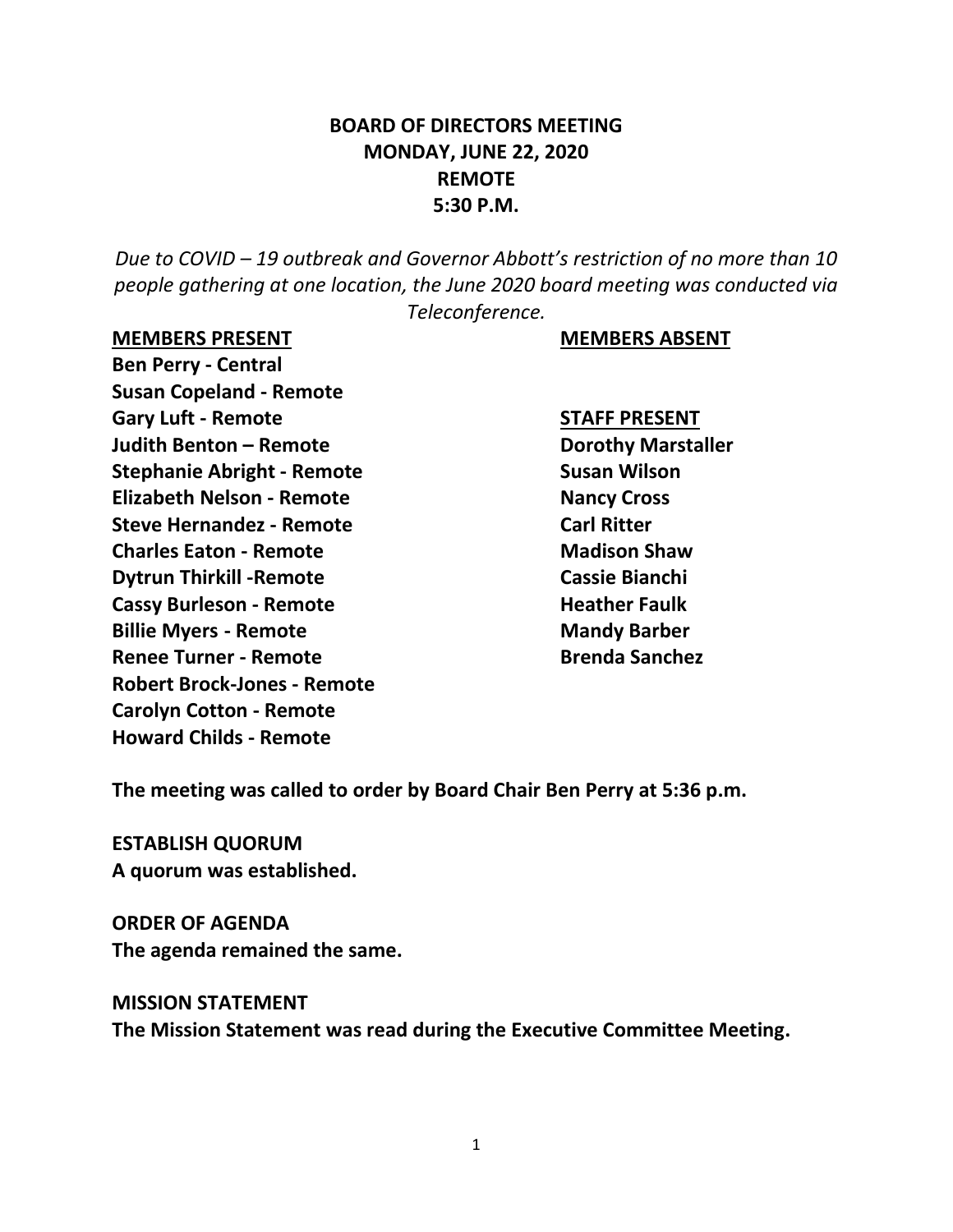# BOARD OF DIRECTORS MEETING
# MONDAY, JUNE 22, 2020
# REMOTE
# 5:30 P.M.

*Due to COVID – 19 outbreak and Governor Abbott's restriction of no more than 10 people gathering at one location, the June 2020 board meeting was conducted via Teleconference.*

**MEMBERS PRESENT**

**Ben Perry - Central**
**Susan Copeland - Remote**
**Gary Luft - Remote**
**Judith Benton – Remote**
**Stephanie Abright - Remote**
**Elizabeth Nelson - Remote**
**Steve Hernandez - Remote**
**Charles Eaton - Remote**
**Dytrun Thirkill -Remote**
**Cassy Burleson - Remote**
**Billie Myers - Remote**
**Renee Turner - Remote**
**Robert Brock-Jones - Remote**
**Carolyn Cotton - Remote**
**Howard Childs - Remote**

**MEMBERS ABSENT**

**STAFF PRESENT**

**Dorothy Marstaller**
**Susan Wilson**
**Nancy Cross**
**Carl Ritter**
**Madison Shaw**
**Cassie Bianchi**
**Heather Faulk**
**Mandy Barber**
**Brenda Sanchez**

**The meeting was called to order by Board Chair Ben Perry at 5:36 p.m.**

**ESTABLISH QUORUM**
**A quorum was established.**

**ORDER OF AGENDA**
**The agenda remained the same.**

**MISSION STATEMENT**
**The Mission Statement was read during the Executive Committee Meeting.**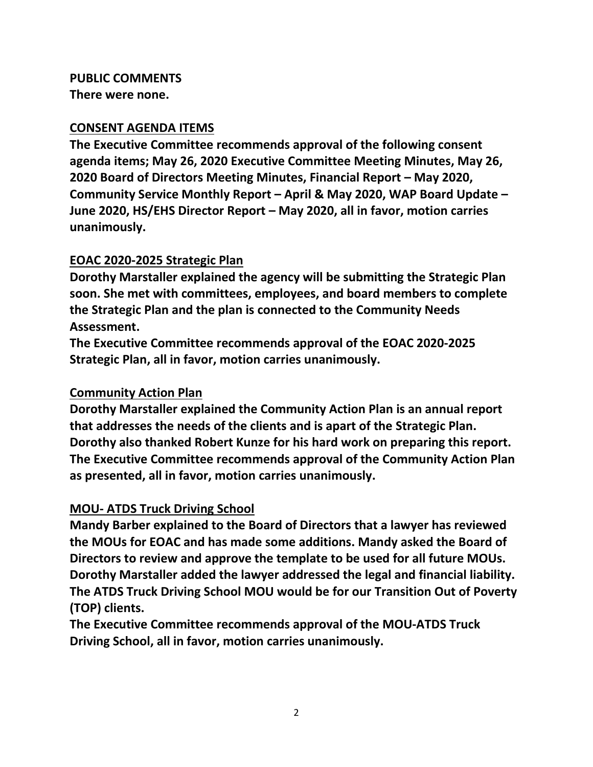**PUBLIC COMMENTS**
**There were none.**

**<u>CONSENT AGENDA ITEMS</u>**

**The Executive Committee recommends approval of the following consent agenda items; May 26, 2020 Executive Committee Meeting Minutes, May 26, 2020 Board of Directors Meeting Minutes, Financial Report – May 2020, Community Service Monthly Report – April & May 2020, WAP Board Update – June 2020, HS/EHS Director Report – May 2020, all in favor, motion carries unanimously.**

**<u>EOAC 2020-2025 Strategic Plan</u>**

**Dorothy Marstaller explained the agency will be submitting the Strategic Plan soon. She met with committees, employees, and board members to complete the Strategic Plan and the plan is connected to the Community Needs Assessment.**
**The Executive Committee recommends approval of the EOAC 2020-2025 Strategic Plan, all in favor, motion carries unanimously.**

**<u>Community Action Plan</u>**

**Dorothy Marstaller explained the Community Action Plan is an annual report that addresses the needs of the clients and is apart of the Strategic Plan. Dorothy also thanked Robert Kunze for his hard work on preparing this report.**
**The Executive Committee recommends approval of the Community Action Plan as presented, all in favor, motion carries unanimously.**

**<u>MOU- ATDS Truck Driving School</u>**

**Mandy Barber explained to the Board of Directors that a lawyer has reviewed the MOUs for EOAC and has made some additions. Mandy asked the Board of Directors to review and approve the template to be used for all future MOUs. Dorothy Marstaller added the lawyer addressed the legal and financial liability. The ATDS Truck Driving School MOU would be for our Transition Out of Poverty (TOP) clients.**
**The Executive Committee recommends approval of the MOU-ATDS Truck Driving School, all in favor, motion carries unanimously.**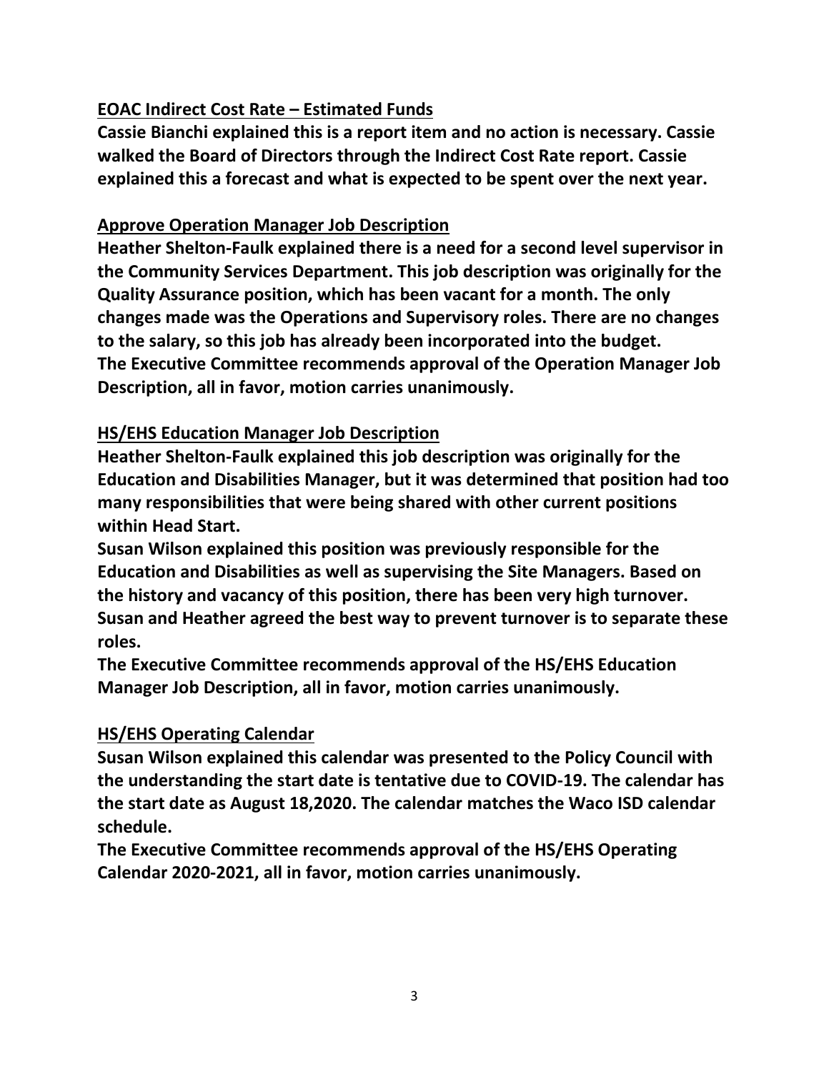<u>**EOAC Indirect Cost Rate – Estimated Funds**</u>

**Cassie Bianchi explained this is a report item and no action is necessary. Cassie walked the Board of Directors through the Indirect Cost Rate report. Cassie explained this a forecast and what is expected to be spent over the next year.**

<u>**Approve Operation Manager Job Description**</u>

**Heather Shelton-Faulk explained there is a need for a second level supervisor in the Community Services Department. This job description was originally for the Quality Assurance position, which has been vacant for a month. The only changes made was the Operations and Supervisory roles. There are no changes to the salary, so this job has already been incorporated into the budget. The Executive Committee recommends approval of the Operation Manager Job Description, all in favor, motion carries unanimously.**

<u>**HS/EHS Education Manager Job Description**</u>

**Heather Shelton-Faulk explained this job description was originally for the Education and Disabilities Manager, but it was determined that position had too many responsibilities that were being shared with other current positions within Head Start.**

**Susan Wilson explained this position was previously responsible for the Education and Disabilities as well as supervising the Site Managers. Based on the history and vacancy of this position, there has been very high turnover. Susan and Heather agreed the best way to prevent turnover is to separate these roles.**

**The Executive Committee recommends approval of the HS/EHS Education Manager Job Description, all in favor, motion carries unanimously.**

<u>**HS/EHS Operating Calendar**</u>

**Susan Wilson explained this calendar was presented to the Policy Council with the understanding the start date is tentative due to COVID-19. The calendar has the start date as August 18,2020. The calendar matches the Waco ISD calendar schedule.**

**The Executive Committee recommends approval of the HS/EHS Operating Calendar 2020-2021, all in favor, motion carries unanimously.**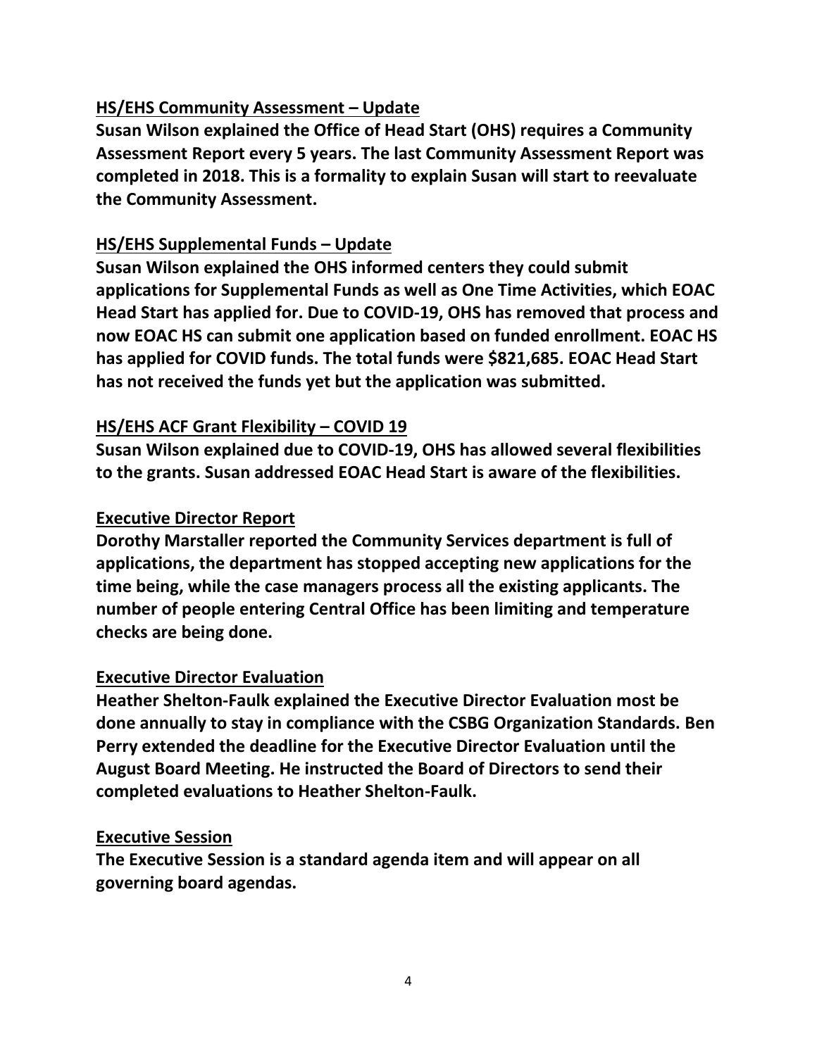## HS/EHS Community Assessment – Update

**Susan Wilson explained the Office of Head Start (OHS) requires a Community Assessment Report every 5 years. The last Community Assessment Report was completed in 2018. This is a formality to explain Susan will start to reevaluate the Community Assessment.**

## HS/EHS Supplemental Funds – Update

**Susan Wilson explained the OHS informed centers they could submit applications for Supplemental Funds as well as One Time Activities, which EOAC Head Start has applied for. Due to COVID-19, OHS has removed that process and now EOAC HS can submit one application based on funded enrollment. EOAC HS has applied for COVID funds. The total funds were $821,685. EOAC Head Start has not received the funds yet but the application was submitted.**

## HS/EHS ACF Grant Flexibility – COVID 19

**Susan Wilson explained due to COVID-19, OHS has allowed several flexibilities to the grants. Susan addressed EOAC Head Start is aware of the flexibilities.**

## Executive Director Report

**Dorothy Marstaller reported the Community Services department is full of applications, the department has stopped accepting new applications for the time being, while the case managers process all the existing applicants. The number of people entering Central Office has been limiting and temperature checks are being done.**

## Executive Director Evaluation

**Heather Shelton-Faulk explained the Executive Director Evaluation most be done annually to stay in compliance with the CSBG Organization Standards. Ben Perry extended the deadline for the Executive Director Evaluation until the August Board Meeting. He instructed the Board of Directors to send their completed evaluations to Heather Shelton-Faulk.**

## Executive Session

**The Executive Session is a standard agenda item and will appear on all governing board agendas.**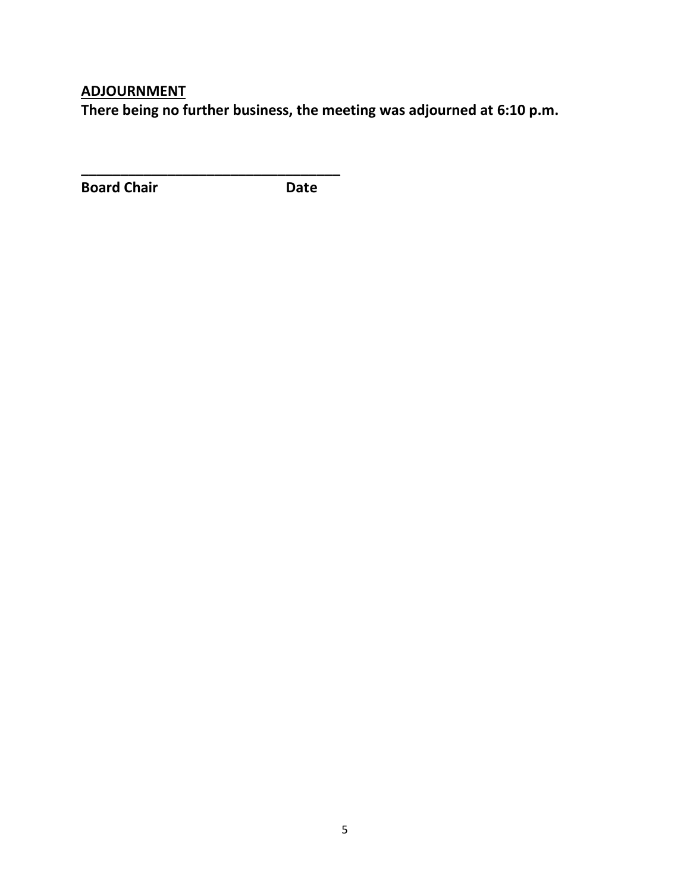**ADJOURNMENT**

**There being no further business, the meeting was adjourned at 6:10 p.m.**

**___________________________________**

**Board Chair                              Date**